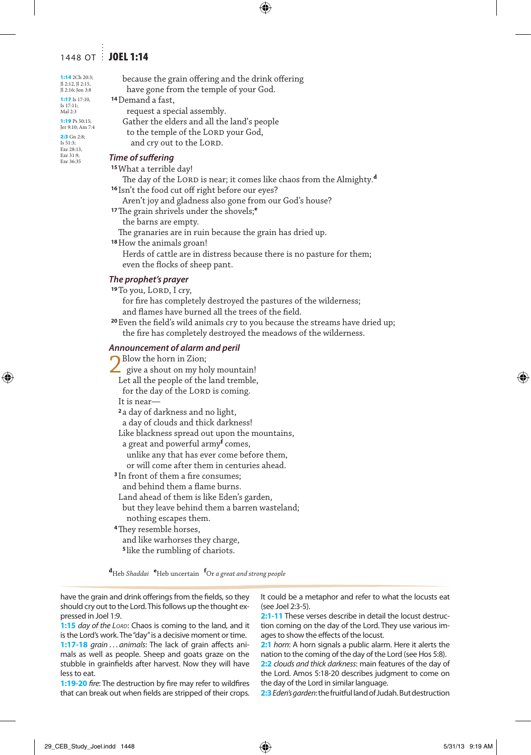1:14 2Ch 20:3; Jl 2:12, Jl 2:15, Jl 2:16; Jon 3:8
1:17 Is 17:10, Is 17:11; Mal 2:3
1:19 Ps 50:15; Jer 9:10; Am 7:4
2:3 Gn 2:8; Is 51:3; Eze 28:13, Eze 31:9, Eze 36:35

because the grain offering and the drink offering
have gone from the temple of your God.

[14] Demand a fast,
request a special assembly.
Gather the elders and all the land's people
to the temple of the LORD your God,
and cry out to the LORD.

### Time of suffering

[15] What a terrible day!
The day of the LORD is near; it comes like chaos from the Almighty.[d]
[16] Isn't the food cut off right before our eyes?
Aren't joy and gladness also gone from our God's house?
[17] The grain shrivels under the shovels;[e]
the barns are empty.
The granaries are in ruin because the grain has dried up.
[18] How the animals groan!
Herds of cattle are in distress because there is no pasture for them;
even the flocks of sheep pant.

### The prophet's prayer

[19] To you, LORD, I cry,
for fire has completely destroyed the pastures of the wilderness;
and flames have burned all the trees of the field.
[20] Even the field's wild animals cry to you because the streams have dried up;
the fire has completely destroyed the meadows of the wilderness.

### Announcement of alarm and peril

**2** Blow the horn in Zion;
give a shout on my holy mountain!
Let all the people of the land tremble,
for the day of the LORD is coming.
It is near—
[2] a day of darkness and no light,
a day of clouds and thick darkness!
Like blackness spread out upon the mountains,
a great and powerful army[f] comes,
unlike any that has ever come before them,
or will come after them in centuries ahead.
[3] In front of them a fire consumes;
and behind them a flame burns.
Land ahead of them is like Eden's garden,
but they leave behind them a barren wasteland;
nothing escapes them.
[4] They resemble horses,
and like warhorses they charge,
[5] like the rumbling of chariots.

[d] Heb *Shaddai* [e] Heb uncertain [f] Or *a great and strong people*

---

have the grain and drink offerings from the fields, so they should cry out to the Lord. This follows up the thought expressed in Joel 1:9.

**1:15** *day of the LORD*: Chaos is coming to the land, and it is the Lord's work. The "day" is a decisive moment or time.

**1:17-18** *grain . . . animals*: The lack of grain affects animals as well as people. Sheep and goats graze on the stubble in grainfields after harvest. Now they will have less to eat.

**1:19-20** *fire*: The destruction by fire may refer to wildfires that can break out when fields are stripped of their crops. It could be a metaphor and refer to what the locusts eat (see Joel 2:3-5).

**2:1-11** These verses describe in detail the locust destruction coming on the day of the Lord. They use various images to show the effects of the locust.

**2:1** *horn*: A horn signals a public alarm. Here it alerts the nation to the coming of the day of the Lord (see Hos 5:8).

**2:2** *clouds and thick darkness*: main features of the day of the Lord. Amos 5:18-20 describes judgment to come on the day of the Lord in similar language.

**2:3** *Eden's garden*: the fruitful land of Judah. But destruction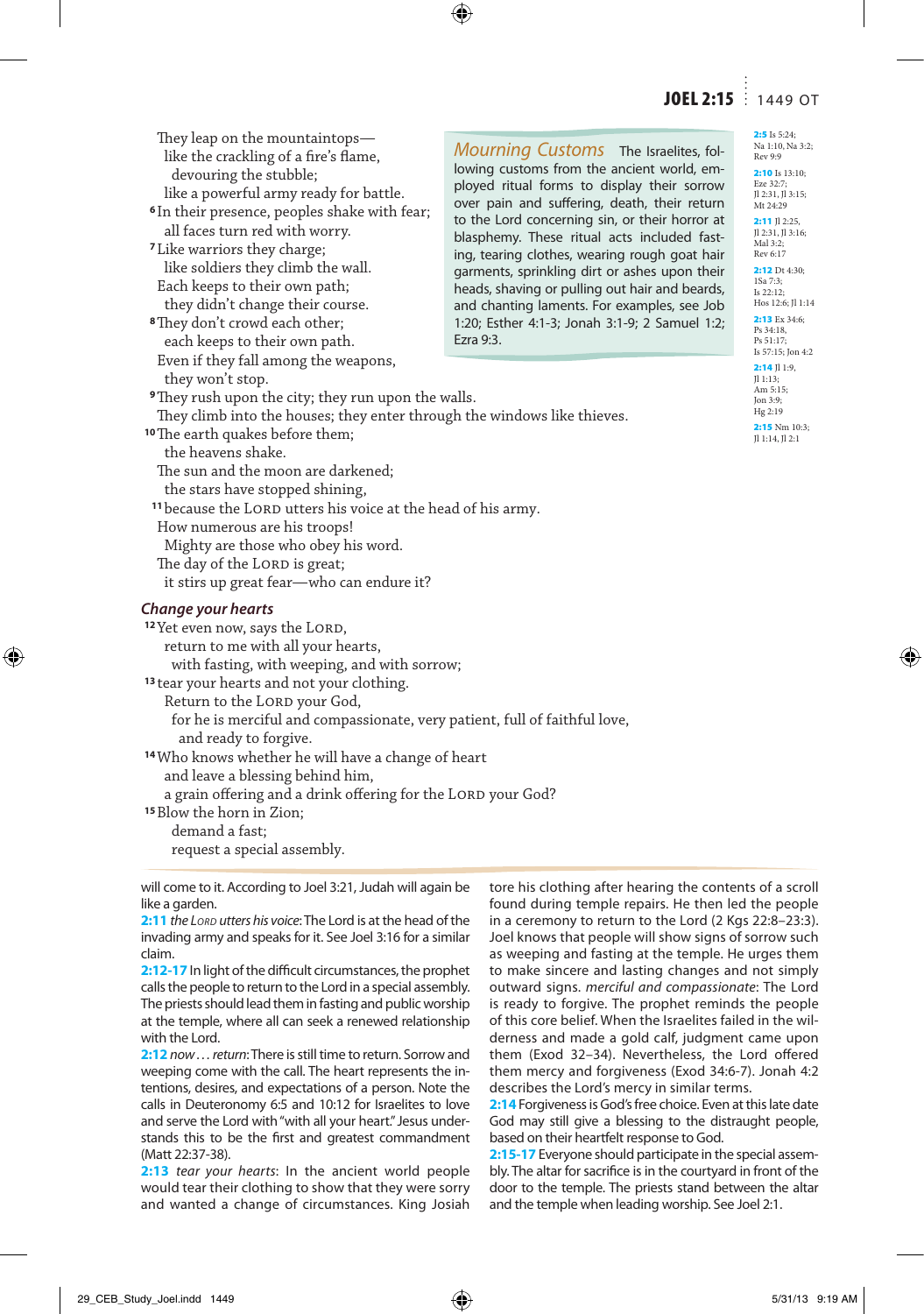They leap on the mountaintops—
  like the crackling of a fire's flame,
    devouring the stubble;
  like a powerful army ready for battle.

[6] In their presence, peoples shake with fear;
  all faces turn red with worry.

[7] Like warriors they charge;
  like soldiers they climb the wall.
Each keeps to their own path;
  they didn't change their course.

[8] They don't crowd each other;
  each keeps to their own path.
Even if they fall among the weapons,
  they won't stop.

[9] They rush upon the city; they run upon the walls.
They climb into the houses; they enter through the windows like thieves.

[10] The earth quakes before them;
  the heavens shake.
The sun and the moon are darkened;
  the stars have stopped shining,

[11] because the LORD utters his voice at the head of his army.
How numerous are his troops!
  Mighty are those who obey his word.
The day of the LORD is great;
  it stirs up great fear—who can endure it?

> ***Mourning Customs*** The Israelites, following customs from the ancient world, employed ritual forms to display their sorrow over pain and suffering, death, their return to the Lord concerning sin, or their horror at blasphemy. These ritual acts included fasting, tearing clothes, wearing rough goat hair garments, sprinkling dirt or ashes upon their heads, shaving or pulling out hair and beards, and chanting laments. For examples, see Job 1:20; Esther 4:1-3; Jonah 3:1-9; 2 Samuel 1:2; Ezra 9:3.

### *Change your hearts*

[12] Yet even now, says the LORD,
  return to me with all your hearts,
    with fasting, with weeping, and with sorrow;

[13] tear your hearts and not your clothing.
  Return to the LORD your God,
    for he is merciful and compassionate, very patient, full of faithful love,
      and ready to forgive.

[14] Who knows whether he will have a change of heart
  and leave a blessing behind him,
  a grain offering and a drink offering for the LORD your God?

[15] Blow the horn in Zion;
  demand a fast;
    request a special assembly.

**2:5** Is 5:24; Na 1:10, Na 3:2; Rev 9:9
**2:10** Is 13:10; Eze 32:7; Jl 2:31, Jl 3:15; Mt 24:29
**2:11** Jl 2:25, Jl 2:31, Jl 3:16; Mal 3:2; Rev 6:17
**2:12** Dt 4:30; 1Sa 7:3; Is 22:12; Hos 12:6; Jl 1:14
**2:13** Ex 34:6; Ps 34:18, Ps 51:17; Is 57:15; Jon 4:2
**2:14** Jl 1:9, Jl 1:13; Am 5:15; Jon 3:9; Hg 2:19
**2:15** Nm 10:3; Jl 1:14, Jl 2:1

---

will come to it. According to Joel 3:21, Judah will again be like a garden.

**2:11** *the LORD utters his voice*: The Lord is at the head of the invading army and speaks for it. See Joel 3:16 for a similar claim.

**2:12-17** In light of the difficult circumstances, the prophet calls the people to return to the Lord in a special assembly. The priests should lead them in fasting and public worship at the temple, where all can seek a renewed relationship with the Lord.

**2:12** *now . . . return*: There is still time to return. Sorrow and weeping come with the call. The heart represents the intentions, desires, and expectations of a person. Note the calls in Deuteronomy 6:5 and 10:12 for Israelites to love and serve the Lord with "with all your heart." Jesus understands this to be the first and greatest commandment (Matt 22:37-38).

**2:13** *tear your hearts*: In the ancient world people would tear their clothing to show that they were sorry and wanted a change of circumstances. King Josiah tore his clothing after hearing the contents of a scroll found during temple repairs. He then led the people in a ceremony to return to the Lord (2 Kgs 22:8–23:3). Joel knows that people will show signs of sorrow such as weeping and fasting at the temple. He urges them to make sincere and lasting changes and not simply outward signs. *merciful and compassionate*: The Lord is ready to forgive. The prophet reminds the people of this core belief. When the Israelites failed in the wilderness and made a gold calf, judgment came upon them (Exod 32–34). Nevertheless, the Lord offered them mercy and forgiveness (Exod 34:6-7). Jonah 4:2 describes the Lord's mercy in similar terms.

**2:14** Forgiveness is God's free choice. Even at this late date God may still give a blessing to the distraught people, based on their heartfelt response to God.

**2:15-17** Everyone should participate in the special assembly. The altar for sacrifice is in the courtyard in front of the door to the temple. The priests stand between the altar and the temple when leading worship. See Joel 2:1.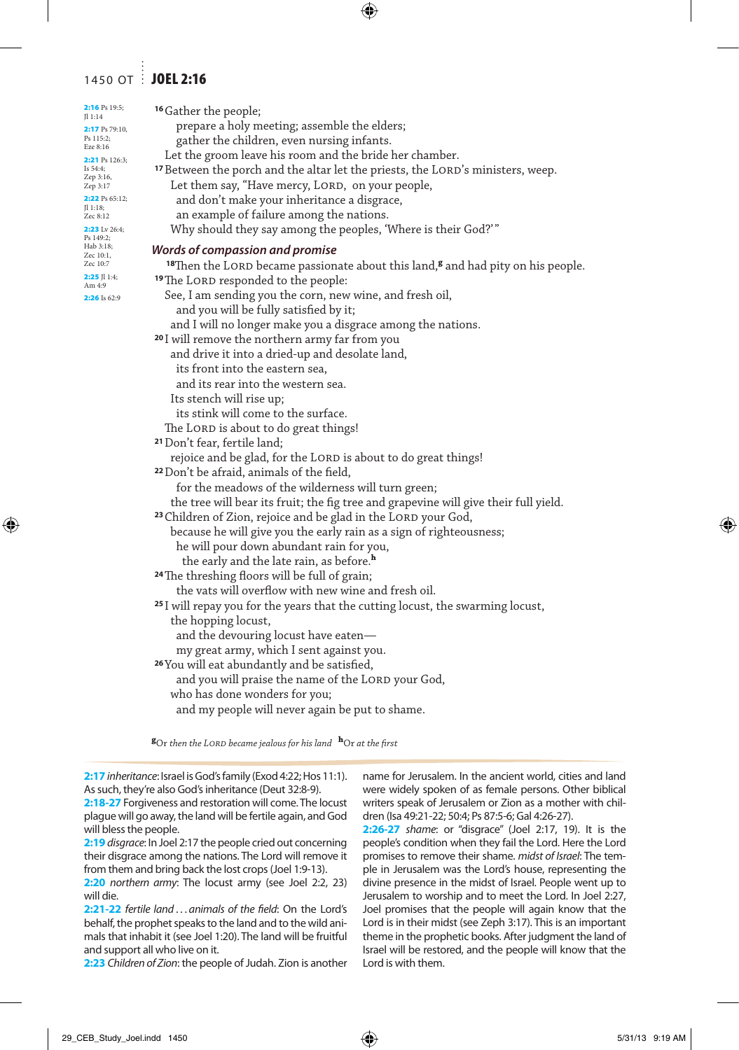2:16 Ps 19:5; Jl 1:14
2:17 Ps 79:10, Ps 115:2; Eze 8:16
2:21 Ps 126:3; Is 54:4; Zep 3:16, Zep 3:17
2:22 Ps 65:12; Jl 1:18; Zec 8:12
2:23 Lv 26:4; Ps 149:2; Hab 3:18; Zec 10:1, Zec 10:7
2:25 Jl 1:4; Am 4:9
2:26 Is 62:9

[16] Gather the people;
prepare a holy meeting; assemble the elders;
gather the children, even nursing infants.
Let the groom leave his room and the bride her chamber.
[17] Between the porch and the altar let the priests, the LORD's ministers, weep.
Let them say, "Have mercy, LORD, on your people,
and don't make your inheritance a disgrace,
an example of failure among the nations.
Why should they say among the peoples, 'Where is their God?'"

## *Words of compassion and promise*

[18] Then the LORD became passionate about this land,[g] and had pity on his people.
[19] The LORD responded to the people:
See, I am sending you the corn, new wine, and fresh oil,
and you will be fully satisfied by it;
and I will no longer make you a disgrace among the nations.
[20] I will remove the northern army far from you
and drive it into a dried-up and desolate land,
its front into the eastern sea,
and its rear into the western sea.
Its stench will rise up;
its stink will come to the surface.
The LORD is about to do great things!
[21] Don't fear, fertile land;
rejoice and be glad, for the LORD is about to do great things!
[22] Don't be afraid, animals of the field,
for the meadows of the wilderness will turn green;
the tree will bear its fruit; the fig tree and grapevine will give their full yield.
[23] Children of Zion, rejoice and be glad in the LORD your God,
because he will give you the early rain as a sign of righteousness;
he will pour down abundant rain for you,
the early and the late rain, as before.[h]
[24] The threshing floors will be full of grain;
the vats will overflow with new wine and fresh oil.
[25] I will repay you for the years that the cutting locust, the swarming locust,
the hopping locust,
and the devouring locust have eaten—
my great army, which I sent against you.
[26] You will eat abundantly and be satisfied,
and you will praise the name of the LORD your God,
who has done wonders for you;
and my people will never again be put to shame.

[g] *Or then the LORD became jealous for his land* [h] *Or at the first*

**2:17** *inheritance*: Israel is God's family (Exod 4:22; Hos 11:1). As such, they're also God's inheritance (Deut 32:8-9).
**2:18-27** Forgiveness and restoration will come. The locust plague will go away, the land will be fertile again, and God will bless the people.
**2:19** *disgrace*: In Joel 2:17 the people cried out concerning their disgrace among the nations. The Lord will remove it from them and bring back the lost crops (Joel 1:9-13).
**2:20** *northern army*: The locust army (see Joel 2:2, 23) will die.
**2:21-22** *fertile land . . . animals of the field*: On the Lord's behalf, the prophet speaks to the land and to the wild animals that inhabit it (see Joel 1:20). The land will be fruitful and support all who live on it.
**2:23** *Children of Zion*: the people of Judah. Zion is another name for Jerusalem. In the ancient world, cities and land were widely spoken of as female persons. Other biblical writers speak of Jerusalem or Zion as a mother with children (Isa 49:21-22; 50:4; Ps 87:5-6; Gal 4:26-27).
**2:26-27** *shame*: or "disgrace" (Joel 2:17, 19). It is the people's condition when they fail the Lord. Here the Lord promises to remove their shame. *midst of Israel*: The temple in Jerusalem was the Lord's house, representing the divine presence in the midst of Israel. People went up to Jerusalem to worship and to meet the Lord. In Joel 2:27, Joel promises that the people will again know that the Lord is in their midst (see Zeph 3:17). This is an important theme in the prophetic books. After judgment the land of Israel will be restored, and the people will know that the Lord is with them.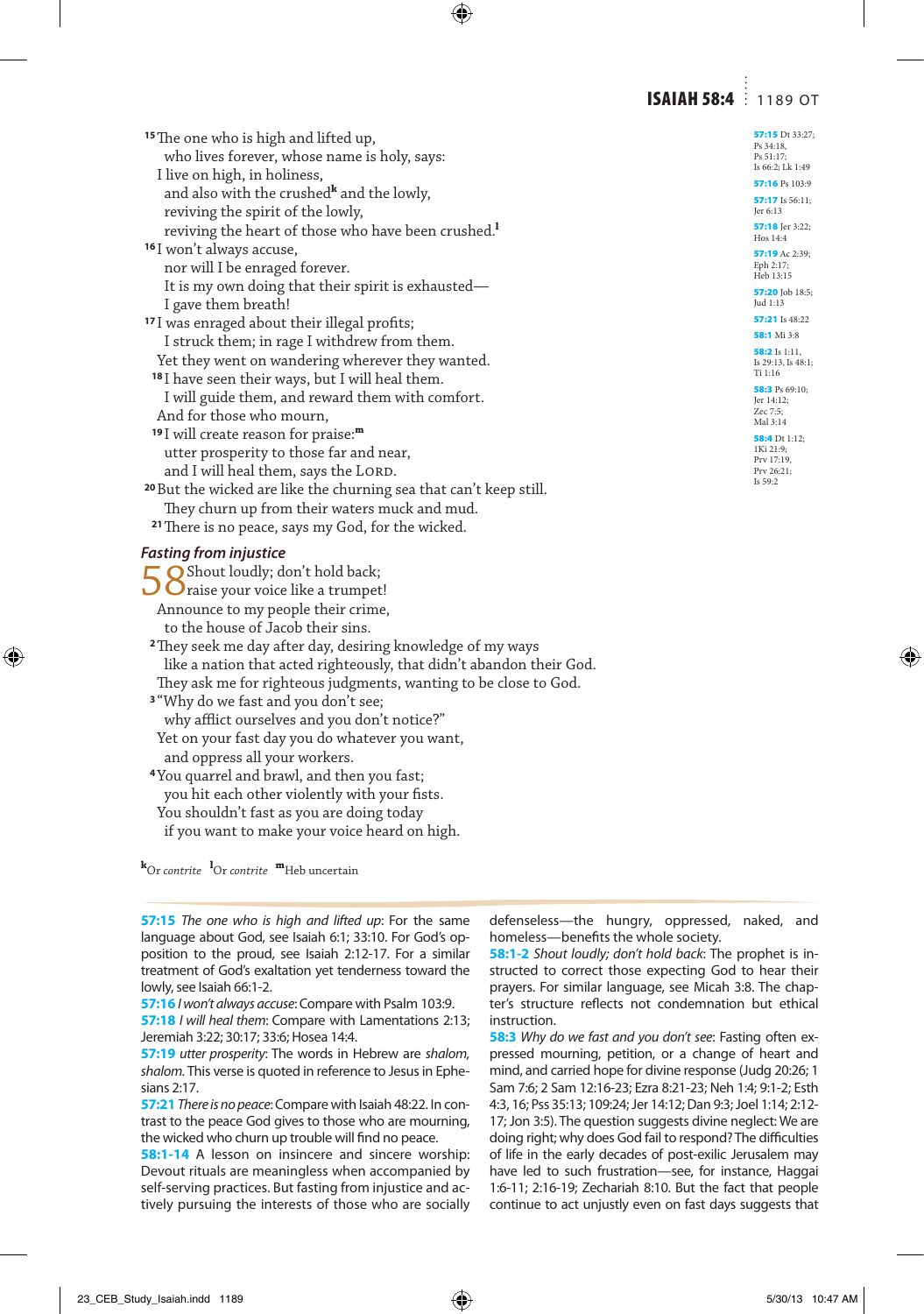[15]The one who is high and lifted up,
who lives forever, whose name is holy, says:
I live on high, in holiness,
and also with the crushed[k] and the lowly,
reviving the spirit of the lowly,
reviving the heart of those who have been crushed.[l]
[16]I won't always accuse,
nor will I be enraged forever.
It is my own doing that their spirit is exhausted—
I gave them breath!
[17]I was enraged about their illegal profits;
I struck them; in rage I withdrew from them.
Yet they went on wandering wherever they wanted.
[18]I have seen their ways, but I will heal them.
I will guide them, and reward them with comfort.
And for those who mourn,
[19]I will create reason for praise:[m]
utter prosperity to those far and near,
and I will heal them, says the LORD.
[20]But the wicked are like the churning sea that can't keep still.
They churn up from their waters muck and mud.
[21]There is no peace, says my God, for the wicked.

### Fasting from injustice

**58** Shout loudly; don't hold back;
raise your voice like a trumpet!
Announce to my people their crime,
to the house of Jacob their sins.
[2]They seek me day after day, desiring knowledge of my ways
like a nation that acted righteously, that didn't abandon their God.
They ask me for righteous judgments, wanting to be close to God.
[3]"Why do we fast and you don't see;
why afflict ourselves and you don't notice?"
Yet on your fast day you do whatever you want,
and oppress all your workers.
[4]You quarrel and brawl, and then you fast;
you hit each other violently with your fists.
You shouldn't fast as you are doing today
if you want to make your voice heard on high.

[k]Or *contrite* [l]Or *contrite* [m]Heb uncertain

**57:15** Dt 33:27; Ps 34:18, Ps 51:17; Is 66:2; Lk 1:49
**57:16** Ps 103:9
**57:17** Is 56:11; Jer 6:13
**57:18** Jer 3:22; Hos 14:4
**57:19** Ac 2:39; Eph 2:17; Heb 13:15
**57:20** Job 18:5; Jud 1:13
**57:21** Is 48:22
**58:1** Mi 3:8
**58:2** Is 1:11, Is 29:13, Is 48:1; Ti 1:16
**58:3** Ps 69:10; Jer 14:12; Zec 7:5; Mal 3:14
**58:4** Dt 1:12; 1Ki 21:9; Prv 17:19, Prv 26:21; Is 59:2

**57:15** *The one who is high and lifted up*: For the same language about God, see Isaiah 6:1; 33:10. For God's opposition to the proud, see Isaiah 2:12-17. For a similar treatment of God's exaltation yet tenderness toward the lowly, see Isaiah 66:1-2.
**57:16** *I won't always accuse*: Compare with Psalm 103:9.
**57:18** *I will heal them*: Compare with Lamentations 2:13; Jeremiah 3:22; 30:17; 33:6; Hosea 14:4.
**57:19** *utter prosperity*: The words in Hebrew are *shalom, shalom.* This verse is quoted in reference to Jesus in Ephesians 2:17.
**57:21** *There is no peace*: Compare with Isaiah 48:22. In contrast to the peace God gives to those who are mourning, the wicked who churn up trouble will find no peace.
**58:1-14** A lesson on insincere and sincere worship: Devout rituals are meaningless when accompanied by self-serving practices. But fasting from injustice and actively pursuing the interests of those who are socially defenseless—the hungry, oppressed, naked, and homeless—benefits the whole society.
**58:1-2** *Shout loudly; don't hold back*: The prophet is instructed to correct those expecting God to hear their prayers. For similar language, see Micah 3:8. The chapter's structure reflects not condemnation but ethical instruction.
**58:3** *Why do we fast and you don't see*: Fasting often expressed mourning, petition, or a change of heart and mind, and carried hope for divine response (Judg 20:26; 1 Sam 7:6; 2 Sam 12:16-23; Ezra 8:21-23; Neh 1:4; 9:1-2; Esth 4:3, 16; Pss 35:13; 109:24; Jer 14:12; Dan 9:3; Joel 1:14; 2:12-17; Jon 3:5). The question suggests divine neglect: We are doing right; why does God fail to respond? The difficulties of life in the early decades of post-exilic Jerusalem may have led to such frustration—see, for instance, Haggai 1:6-11; 2:16-19; Zechariah 8:10. But the fact that people continue to act unjustly even on fast days suggests that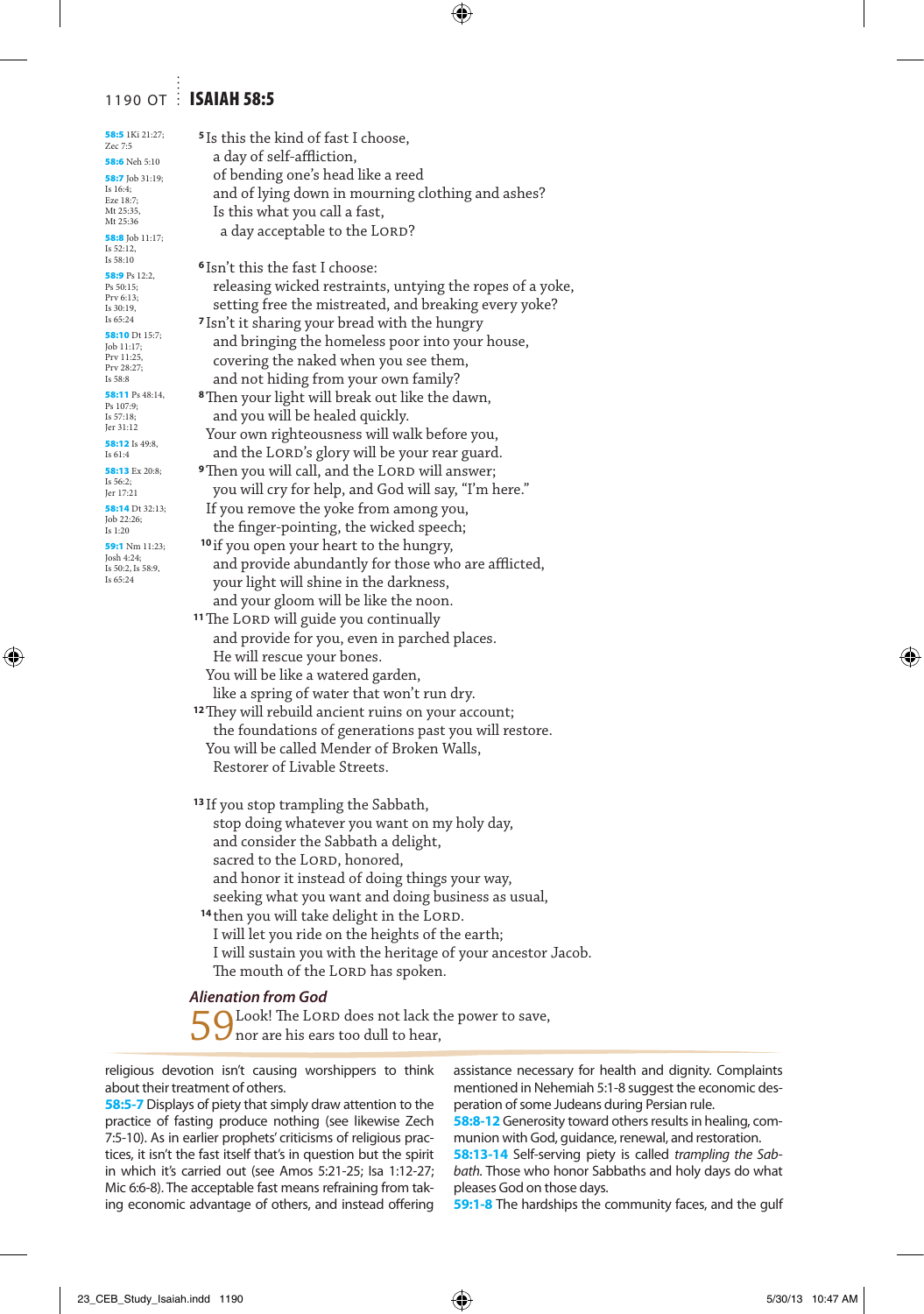58:5 1Ki 21:27; Zec 7:5
58:6 Neh 5:10
58:7 Job 31:19; Is 16:4; Eze 18:7; Mt 25:35, Mt 25:36
58:8 Job 11:17; Is 52:12, Is 58:10
58:9 Ps 12:2, Ps 50:15; Prv 6:13; Is 30:19, Is 65:24
58:10 Dt 15:7; Job 11:17; Prv 11:25, Prv 28:27; Is 58:8
58:11 Ps 48:14, Ps 107:9; Is 57:18; Jer 31:12
58:12 Is 49:8, Is 61:4
58:13 Ex 20:8; Is 56:2; Jer 17:21
58:14 Dt 32:13; Job 22:26; Is 1:20
59:1 Nm 11:23; Josh 4:24; Is 50:2, Is 58:9, Is 65:24

[5] Is this the kind of fast I choose,
a day of self-affliction,
of bending one's head like a reed
and of lying down in mourning clothing and ashes?
Is this what you call a fast,
a day acceptable to the LORD?

[6] Isn't this the fast I choose:
releasing wicked restraints, untying the ropes of a yoke,
setting free the mistreated, and breaking every yoke?
[7] Isn't it sharing your bread with the hungry
and bringing the homeless poor into your house,
covering the naked when you see them,
and not hiding from your own family?
[8] Then your light will break out like the dawn,
and you will be healed quickly.
Your own righteousness will walk before you,
and the LORD's glory will be your rear guard.
[9] Then you will call, and the LORD will answer;
you will cry for help, and God will say, "I'm here."
If you remove the yoke from among you,
the finger-pointing, the wicked speech;
[10] if you open your heart to the hungry,
and provide abundantly for those who are afflicted,
your light will shine in the darkness,
and your gloom will be like the noon.
[11] The LORD will guide you continually
and provide for you, even in parched places.
He will rescue your bones.
You will be like a watered garden,
like a spring of water that won't run dry.
[12] They will rebuild ancient ruins on your account;
the foundations of generations past you will restore.
You will be called Mender of Broken Walls,
Restorer of Livable Streets.

[13] If you stop trampling the Sabbath,
stop doing whatever you want on my holy day,
and consider the Sabbath a delight,
sacred to the LORD, honored,
and honor it instead of doing things your way,
seeking what you want and doing business as usual,
[14] then you will take delight in the LORD.
I will let you ride on the heights of the earth;
I will sustain you with the heritage of your ancestor Jacob.
The mouth of the LORD has spoken.

### *Alienation from God*

**59** Look! The LORD does not lack the power to save,
nor are his ears too dull to hear,

---

religious devotion isn't causing worshippers to think about their treatment of others.

**58:5-7** Displays of piety that simply draw attention to the practice of fasting produce nothing (see likewise Zech 7:5-10). As in earlier prophets' criticisms of religious practices, it isn't the fast itself that's in question but the spirit in which it's carried out (see Amos 5:21-25; Isa 1:12-27; Mic 6:6-8). The acceptable fast means refraining from taking economic advantage of others, and instead offering assistance necessary for health and dignity. Complaints mentioned in Nehemiah 5:1-8 suggest the economic desperation of some Judeans during Persian rule.

**58:8-12** Generosity toward others results in healing, communion with God, guidance, renewal, and restoration.

**58:13-14** Self-serving piety is called *trampling the Sabbath.* Those who honor Sabbaths and holy days do what pleases God on those days.

**59:1-8** The hardships the community faces, and the gulf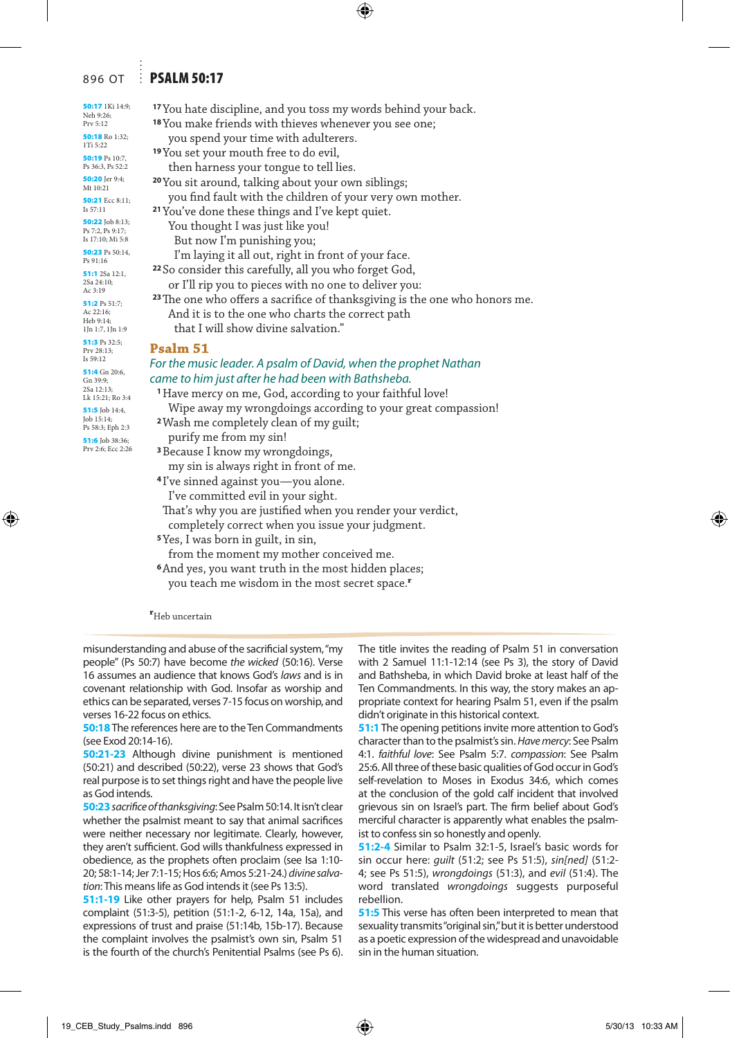50:17 1Ki 14:9; Neh 9:26; Prv 5:12
50:18 Ro 1:32; 1Ti 5:22
50:19 Ps 10:7, Ps 36:3, Ps 52:2
50:20 Jer 9:4; Mt 10:21
50:21 Ecc 8:11; Is 57:11
50:22 Job 8:13; Ps 7:2, Ps 9:17; Is 17:10; Mi 5:8
50:23 Ps 50:14, Ps 91:16
51:1 2Sa 12:1, 2Sa 24:10; Ac 3:19
51:2 Ps 51:7; Ac 22:16; Heb 9:14; 1Jn 1:7, 1Jn 1:9
51:3 Ps 32:5; Prv 28:13; Is 59:12
51:4 Gn 20:6, Gn 39:9; 2Sa 12:13; Lk 15:21; Ro 3:4
51:5 Job 14:4, Job 15:14; Ps 58:3; Eph 2:3
51:6 Job 38:36; Prv 2:6; Ecc 2:26

[17] You hate discipline, and you toss my words behind your back.
[18] You make friends with thieves whenever you see one;
you spend your time with adulterers.
[19] You set your mouth free to do evil,
then harness your tongue to tell lies.
[20] You sit around, talking about your own siblings;
you find fault with the children of your very own mother.
[21] You've done these things and I've kept quiet.
You thought I was just like you!
But now I'm punishing you;
I'm laying it all out, right in front of your face.
[22] So consider this carefully, all you who forget God,
or I'll rip you to pieces with no one to deliver you:
[23] The one who offers a sacrifice of thanksgiving is the one who honors me.
And it is to the one who charts the correct path
that I will show divine salvation."

## Psalm 51

*For the music leader. A psalm of David, when the prophet Nathan came to him just after he had been with Bathsheba.*

[1] Have mercy on me, God, according to your faithful love!
Wipe away my wrongdoings according to your great compassion!
[2] Wash me completely clean of my guilt;
purify me from my sin!
[3] Because I know my wrongdoings,
my sin is always right in front of me.
[4] I've sinned against you—you alone.
I've committed evil in your sight.
That's why you are justified when you render your verdict,
completely correct when you issue your judgment.
[5] Yes, I was born in guilt, in sin,
from the moment my mother conceived me.
[6] And yes, you want truth in the most hidden places;
you teach me wisdom in the most secret space.[r]

[r] Heb uncertain

misunderstanding and abuse of the sacrificial system, "my people" (Ps 50:7) have become *the wicked* (50:16). Verse 16 assumes an audience that knows God's *laws* and is in covenant relationship with God. Insofar as worship and ethics can be separated, verses 7-15 focus on worship, and verses 16-22 focus on ethics.

**50:18** The references here are to the Ten Commandments (see Exod 20:14-16).

**50:21-23** Although divine punishment is mentioned (50:21) and described (50:22), verse 23 shows that God's real purpose is to set things right and have the people live as God intends.

**50:23** *sacrifice of thanksgiving*: See Psalm 50:14. It isn't clear whether the psalmist meant to say that animal sacrifices were neither necessary nor legitimate. Clearly, however, they aren't sufficient. God wills thankfulness expressed in obedience, as the prophets often proclaim (see Isa 1:10-20; 58:1-14; Jer 7:1-15; Hos 6:6; Amos 5:21-24.) *divine salvation*: This means life as God intends it (see Ps 13:5).

**51:1-19** Like other prayers for help, Psalm 51 includes complaint (51:3-5), petition (51:1-2, 6-12, 14a, 15a), and expressions of trust and praise (51:14b, 15b-17). Because the complaint involves the psalmist's own sin, Psalm 51 is the fourth of the church's Penitential Psalms (see Ps 6). The title invites the reading of Psalm 51 in conversation with 2 Samuel 11:1-12:14 (see Ps 3), the story of David and Bathsheba, in which David broke at least half of the Ten Commandments. In this way, the story makes an appropriate context for hearing Psalm 51, even if the psalm didn't originate in this historical context.

**51:1** The opening petitions invite more attention to God's character than to the psalmist's sin. *Have mercy*: See Psalm 4:1. *faithful love*: See Psalm 5:7. *compassion*: See Psalm 25:6. All three of these basic qualities of God occur in God's self-revelation to Moses in Exodus 34:6, which comes at the conclusion of the gold calf incident that involved grievous sin on Israel's part. The firm belief about God's merciful character is apparently what enables the psalmist to confess sin so honestly and openly.

**51:2-4** Similar to Psalm 32:1-5, Israel's basic words for sin occur here: *guilt* (51:2; see Ps 51:5), *sin[ned]* (51:2-4; see Ps 51:5), *wrongdoings* (51:3), and *evil* (51:4). The word translated *wrongdoings* suggests purposeful rebellion.

**51:5** This verse has often been interpreted to mean that sexuality transmits "original sin," but it is better understood as a poetic expression of the widespread and unavoidable sin in the human situation.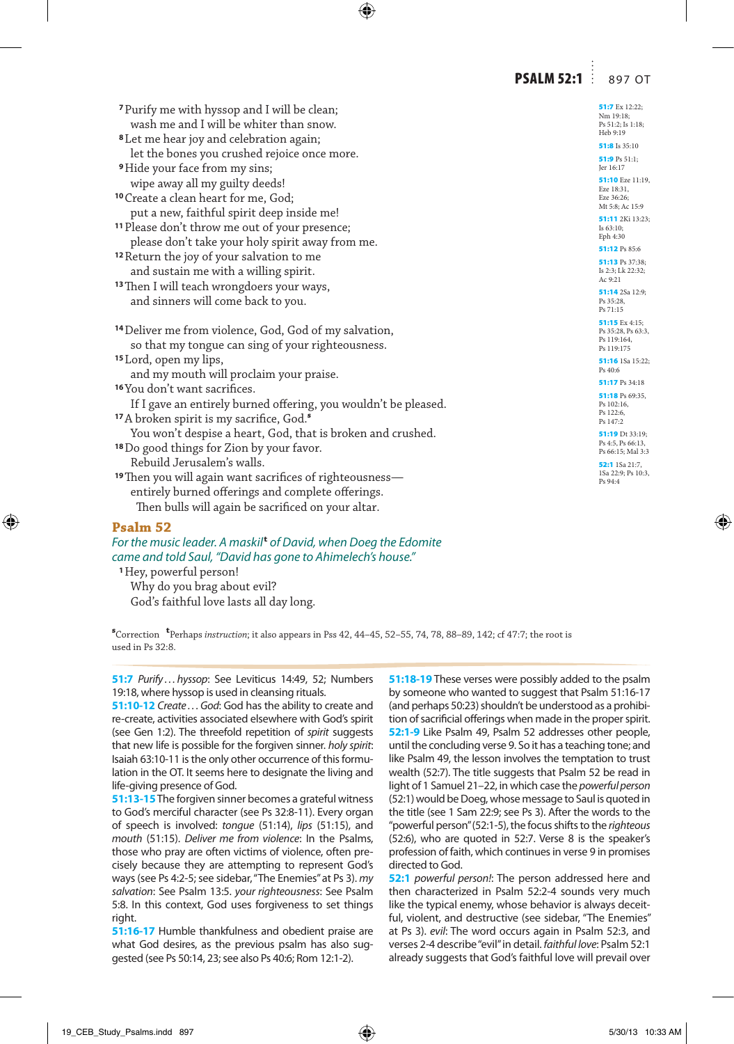[7] Purify me with hyssop and I will be clean;
wash me and I will be whiter than snow.
[8] Let me hear joy and celebration again;
let the bones you crushed rejoice once more.
[9] Hide your face from my sins;
wipe away all my guilty deeds!
[10] Create a clean heart for me, God;
put a new, faithful spirit deep inside me!
[11] Please don't throw me out of your presence;
please don't take your holy spirit away from me.
[12] Return the joy of your salvation to me
and sustain me with a willing spirit.
[13] Then I will teach wrongdoers your ways,
and sinners will come back to you.

[14] Deliver me from violence, God, God of my salvation,
so that my tongue can sing of your righteousness.
[15] Lord, open my lips,
and my mouth will proclaim your praise.
[16] You don't want sacrifices.
If I gave an entirely burned offering, you wouldn't be pleased.
[17] A broken spirit is my sacrifice, God.[s]
You won't despise a heart, God, that is broken and crushed.
[18] Do good things for Zion by your favor.
Rebuild Jerusalem's walls.
[19] Then you will again want sacrifices of righteousness—
entirely burned offerings and complete offerings.
Then bulls will again be sacrificed on your altar.

## Psalm 52

*For the music leader. A maskil*[t] *of David, when Doeg the Edomite came and told Saul, "David has gone to Ahimelech's house."*

[1] Hey, powerful person!
Why do you brag about evil?
God's faithful love lasts all day long.

**51:7** Ex 12:22; Nm 19:18; Ps 51:2; Is 1:18; Heb 9:19
**51:8** Is 35:10
**51:9** Ps 51:1; Jer 16:17
**51:10** Eze 11:19, Eze 18:31, Eze 36:26; Mt 5:8; Ac 15:9
**51:11** 2Ki 13:23; Is 63:10; Eph 4:30
**51:12** Ps 85:6
**51:13** Ps 37:38; Is 2:3; Lk 22:32; Ac 9:21
**51:14** 2Sa 12:9; Ps 35:28, Ps 71:15
**51:15** Ex 4:15; Ps 35:28, Ps 63:3, Ps 119:164, Ps 119:175
**51:16** 1Sa 15:22; Ps 40:6
**51:17** Ps 34:18
**51:18** Ps 69:35, Ps 102:16, Ps 122:6, Ps 147:2
**51:19** Dt 33:19; Ps 4:5, Ps 66:13, Ps 66:15; Mal 3:3
**52:1** 1Sa 21:7, 1Sa 22:9; Ps 10:3, Ps 94:4

[s]Correction [t]Perhaps *instruction*; it also appears in Pss 42, 44–45, 52–55, 74, 78, 88–89, 142; cf 47:7; the root is used in Ps 32:8.

**51:7** *Purify . . . hyssop*: See Leviticus 14:49, 52; Numbers 19:18, where hyssop is used in cleansing rituals.
**51:10-12** *Create . . . God*: God has the ability to create and re-create, activities associated elsewhere with God's spirit (see Gen 1:2). The threefold repetition of *spirit* suggests that new life is possible for the forgiven sinner. *holy spirit*: Isaiah 63:10-11 is the only other occurrence of this formulation in the OT. It seems here to designate the living and life-giving presence of God.
**51:13-15** The forgiven sinner becomes a grateful witness to God's merciful character (see Ps 32:8-11). Every organ of speech is involved: *tongue* (51:14), *lips* (51:15), and *mouth* (51:15). *Deliver me from violence*: In the Psalms, those who pray are often victims of violence, often precisely because they are attempting to represent God's ways (see Ps 4:2-5; see sidebar, "The Enemies" at Ps 3). *my salvation*: See Psalm 13:5. *your righteousness*: See Psalm 5:8. In this context, God uses forgiveness to set things right.
**51:16-17** Humble thankfulness and obedient praise are what God desires, as the previous psalm has also suggested (see Ps 50:14, 23; see also Ps 40:6; Rom 12:1-2).
**51:18-19** These verses were possibly added to the psalm by someone who wanted to suggest that Psalm 51:16-17 (and perhaps 50:23) shouldn't be understood as a prohibition of sacrificial offerings when made in the proper spirit.
**52:1-9** Like Psalm 49, Psalm 52 addresses other people, until the concluding verse 9. So it has a teaching tone; and like Psalm 49, the lesson involves the temptation to trust wealth (52:7). The title suggests that Psalm 52 be read in light of 1 Samuel 21–22, in which case the *powerful person* (52:1) would be Doeg, whose message to Saul is quoted in the title (see 1 Sam 22:9; see Ps 3). After the words to the "powerful person" (52:1-5), the focus shifts to the *righteous* (52:6), who are quoted in 52:7. Verse 8 is the speaker's profession of faith, which continues in verse 9 in promises directed to God.
**52:1** *powerful person!*: The person addressed here and then characterized in Psalm 52:2-4 sounds very much like the typical enemy, whose behavior is always deceitful, violent, and destructive (see sidebar, "The Enemies" at Ps 3). *evil*: The word occurs again in Psalm 52:3, and verses 2-4 describe "evil" in detail. *faithful love*: Psalm 52:1 already suggests that God's faithful love will prevail over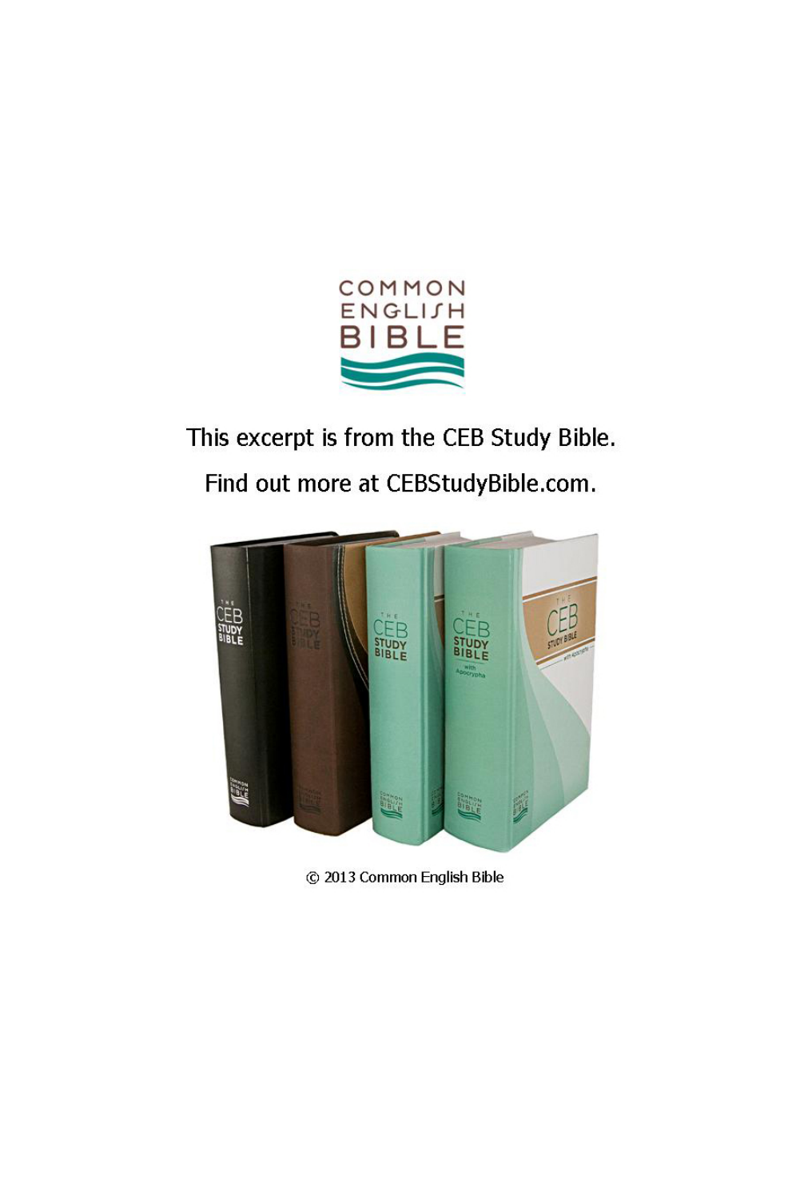COMMON ENGLISH BIBLE

This excerpt is from the CEB Study Bible.

Find out more at CEBStudyBible.com.

© 2013 Common English Bible